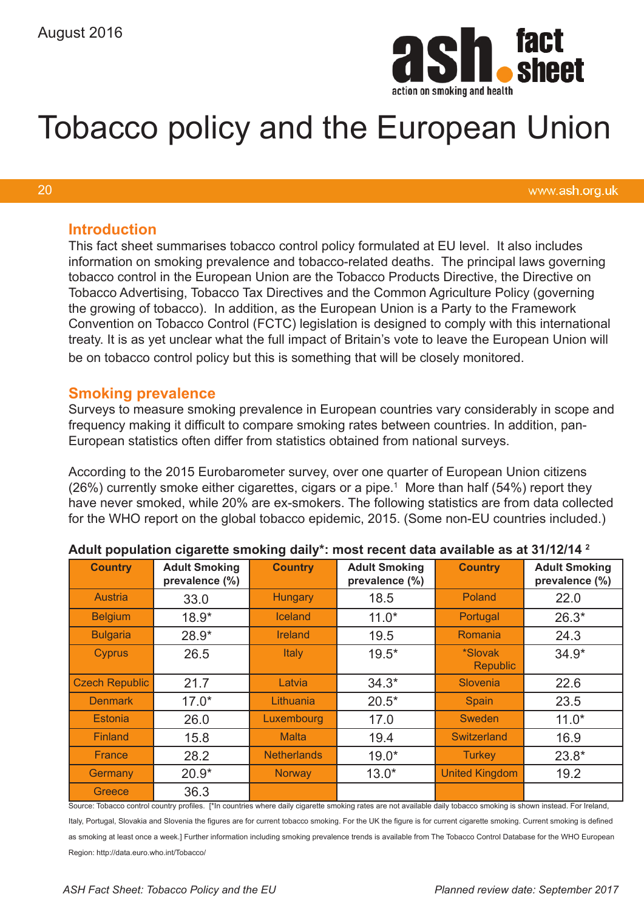August 2016

# Tobacco policy and the European Union

## Introduction

This fact sheet summarises tobacco control policy formulated at EU level. It also includes information on smoking prevalence and tobacco-related deaths. The principal laws governing tobacco control in the European Union are the Tobacco Products Directive, the Directive on Tobacco Advertising, Tobacco Tax Directives and the Common Agriculture Policy (governing the growing of tobacco). In addition, as the European Union is a Party to the Framework Convention on Tobacco Control (FCTC) legislation is designed to comply with this international treaty. It is as yet unclear what the full impact of Britain's vote to leave the European Union will be on tobacco control policy but this is something that will be closely monitored.

## Smoking prevalence

Surveys to measure smoking prevalence in European countries vary considerably in scope and frequency making it difficult to compare smoking rates between countries. In addition, pan-European statistics often differ from statistics obtained from national surveys.

According to the 2015 Eurobarometer survey, over one quarter of European Union citizens (26%) currently smoke either cigarettes, cigars or a pipe.[1] More than half (54%) report they have never smoked, while 20% are ex-smokers. The following statistics are from data collected for the WHO report on the global tobacco epidemic, 2015. (Some non-EU countries included.)

**Adult population cigarette smoking daily*: most recent data available as at 31/12/14 [2]**

| Country | Adult Smoking prevalence (%) | Country | Adult Smoking prevalence (%) | Country | Adult Smoking prevalence (%) |
|---|---|---|---|---|---|
| Austria | 33.0 | Hungary | 18.5 | Poland | 22.0 |
| Belgium | 18.9* | Iceland | 11.0* | Portugal | 26.3* |
| Bulgaria | 28.9* | Ireland | 19.5 | Romania | 24.3 |
| Cyprus | 26.5 | Italy | 19.5* | *Slovak Republic | 34.9* |
| Czech Republic | 21.7 | Latvia | 34.3* | Slovenia | 22.6 |
| Denmark | 17.0* | Lithuania | 20.5* | Spain | 23.5 |
| Estonia | 26.0 | Luxembourg | 17.0 | Sweden | 11.0* |
| Finland | 15.8 | Malta | 19.4 | Switzerland | 16.9 |
| France | 28.2 | Netherlands | 19.0* | Turkey | 23.8* |
| Germany | 20.9* | Norway | 13.0* | United Kingdom | 19.2 |
| Greece | 36.3 | | | | |

Source: Tobacco control country profiles. [*In countries where daily cigarette smoking rates are not available daily tobacco smoking is shown instead. For Ireland, Italy, Portugal, Slovakia and Slovenia the figures are for current tobacco smoking. For the UK the figure is for current cigarette smoking. Current smoking is defined as smoking at least once a week.] Further information including smoking prevalence trends is available from The Tobacco Control Database for the WHO European Region: http://data.euro.who.int/Tobacco/

*ASH Fact Sheet: Tobacco Policy and the EU* — *Planned review date: September 2017*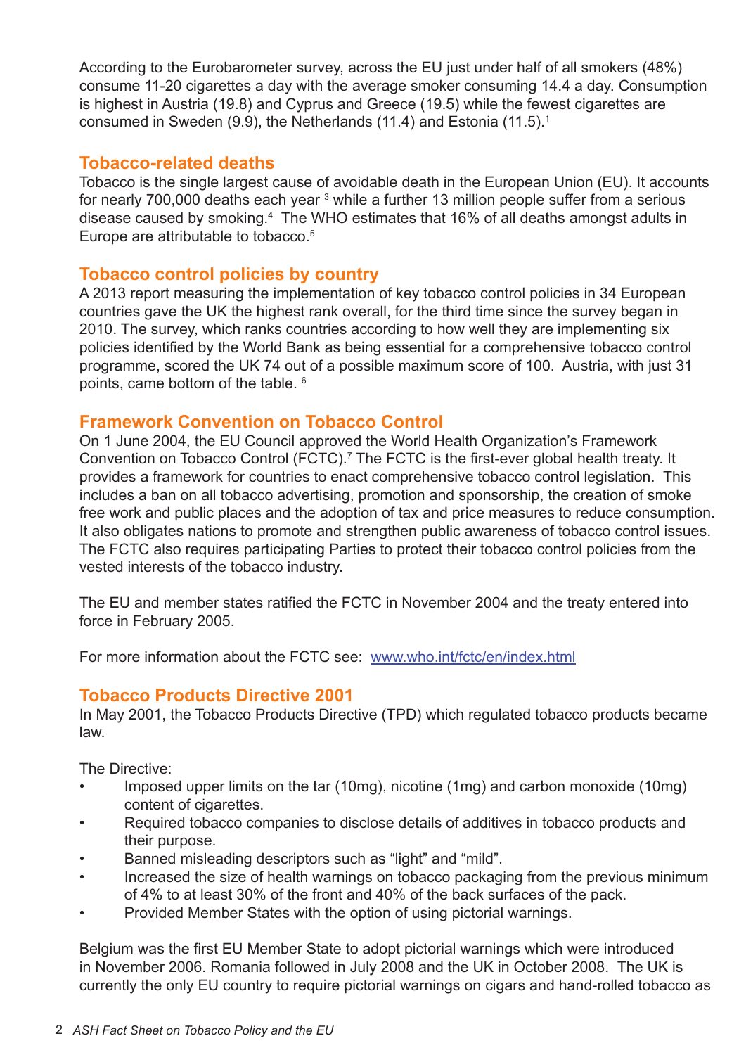According to the Eurobarometer survey, across the EU just under half of all smokers (48%) consume 11-20 cigarettes a day with the average smoker consuming 14.4 a day. Consumption is highest in Austria (19.8) and Cyprus and Greece (19.5) while the fewest cigarettes are consumed in Sweden (9.9), the Netherlands (11.4) and Estonia (11.5).[1]

## Tobacco-related deaths

Tobacco is the single largest cause of avoidable death in the European Union (EU). It accounts for nearly 700,000 deaths each year [3] while a further 13 million people suffer from a serious disease caused by smoking.[4] The WHO estimates that 16% of all deaths amongst adults in Europe are attributable to tobacco.[5]

## Tobacco control policies by country

A 2013 report measuring the implementation of key tobacco control policies in 34 European countries gave the UK the highest rank overall, for the third time since the survey began in 2010. The survey, which ranks countries according to how well they are implementing six policies identified by the World Bank as being essential for a comprehensive tobacco control programme, scored the UK 74 out of a possible maximum score of 100. Austria, with just 31 points, came bottom of the table. [6]

## Framework Convention on Tobacco Control

On 1 June 2004, the EU Council approved the World Health Organization's Framework Convention on Tobacco Control (FCTC).[7] The FCTC is the first-ever global health treaty. It provides a framework for countries to enact comprehensive tobacco control legislation. This includes a ban on all tobacco advertising, promotion and sponsorship, the creation of smoke free work and public places and the adoption of tax and price measures to reduce consumption. It also obligates nations to promote and strengthen public awareness of tobacco control issues. The FCTC also requires participating Parties to protect their tobacco control policies from the vested interests of the tobacco industry.

The EU and member states ratified the FCTC in November 2004 and the treaty entered into force in February 2005.

For more information about the FCTC see: [www.who.int/fctc/en/index.html](http://www.who.int/fctc/en/index.html)

## Tobacco Products Directive 2001

In May 2001, the Tobacco Products Directive (TPD) which regulated tobacco products became law.

The Directive:

- Imposed upper limits on the tar (10mg), nicotine (1mg) and carbon monoxide (10mg) content of cigarettes.
- Required tobacco companies to disclose details of additives in tobacco products and their purpose.
- Banned misleading descriptors such as "light" and "mild".
- Increased the size of health warnings on tobacco packaging from the previous minimum of 4% to at least 30% of the front and 40% of the back surfaces of the pack.
- Provided Member States with the option of using pictorial warnings.

Belgium was the first EU Member State to adopt pictorial warnings which were introduced in November 2006. Romania followed in July 2008 and the UK in October 2008. The UK is currently the only EU country to require pictorial warnings on cigars and hand-rolled tobacco as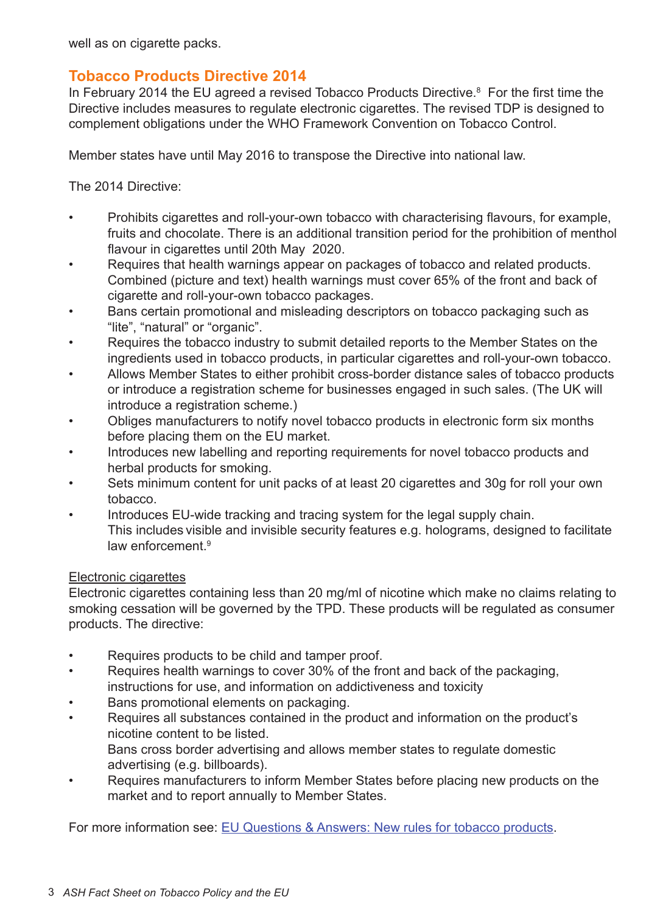well as on cigarette packs.

## Tobacco Products Directive 2014

In February 2014 the EU agreed a revised Tobacco Products Directive.[8] For the first time the Directive includes measures to regulate electronic cigarettes. The revised TDP is designed to complement obligations under the WHO Framework Convention on Tobacco Control.

Member states have until May 2016 to transpose the Directive into national law.

The 2014 Directive:

- Prohibits cigarettes and roll-your-own tobacco with characterising flavours, for example, fruits and chocolate. There is an additional transition period for the prohibition of menthol flavour in cigarettes until 20th May 2020.
- Requires that health warnings appear on packages of tobacco and related products. Combined (picture and text) health warnings must cover 65% of the front and back of cigarette and roll-your-own tobacco packages.
- Bans certain promotional and misleading descriptors on tobacco packaging such as "lite", "natural" or "organic".
- Requires the tobacco industry to submit detailed reports to the Member States on the ingredients used in tobacco products, in particular cigarettes and roll-your-own tobacco.
- Allows Member States to either prohibit cross-border distance sales of tobacco products or introduce a registration scheme for businesses engaged in such sales. (The UK will introduce a registration scheme.)
- Obliges manufacturers to notify novel tobacco products in electronic form six months before placing them on the EU market.
- Introduces new labelling and reporting requirements for novel tobacco products and herbal products for smoking.
- Sets minimum content for unit packs of at least 20 cigarettes and 30g for roll your own tobacco.
- Introduces EU-wide tracking and tracing system for the legal supply chain. This includes visible and invisible security features e.g. holograms, designed to facilitate law enforcement.[9]

<u>Electronic cigarettes</u>

Electronic cigarettes containing less than 20 mg/ml of nicotine which make no claims relating to smoking cessation will be governed by the TPD. These products will be regulated as consumer products. The directive:

- Requires products to be child and tamper proof.
- Requires health warnings to cover 30% of the front and back of the packaging, instructions for use, and information on addictiveness and toxicity
- Bans promotional elements on packaging.
- Requires all substances contained in the product and information on the product's nicotine content to be listed. Bans cross border advertising and allows member states to regulate domestic advertising (e.g. billboards).
- Requires manufacturers to inform Member States before placing new products on the market and to report annually to Member States.

For more information see: [EU Questions & Answers: New rules for tobacco products](EU Questions & Answers: New rules for tobacco products).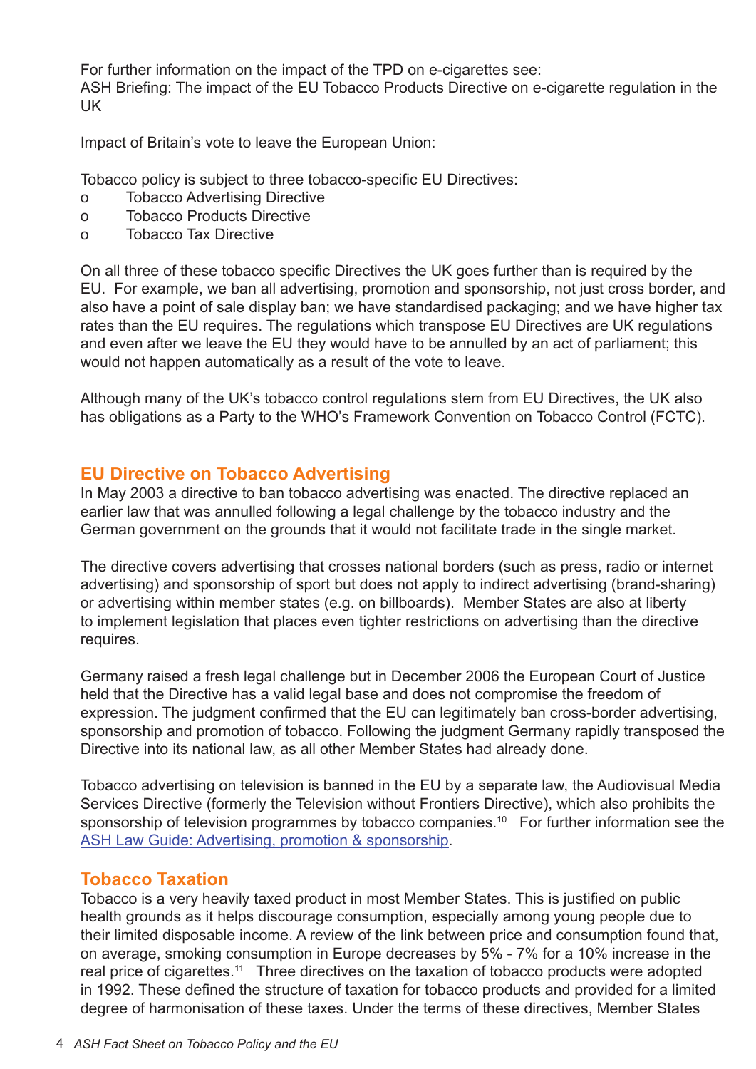For further information on the impact of the TPD on e-cigarettes see:
ASH Briefing: The impact of the EU Tobacco Products Directive on e-cigarette regulation in the UK

Impact of Britain's vote to leave the European Union:

Tobacco policy is subject to three tobacco-specific EU Directives:

- Tobacco Advertising Directive
- Tobacco Products Directive
- Tobacco Tax Directive

On all three of these tobacco specific Directives the UK goes further than is required by the EU. For example, we ban all advertising, promotion and sponsorship, not just cross border, and also have a point of sale display ban; we have standardised packaging; and we have higher tax rates than the EU requires. The regulations which transpose EU Directives are UK regulations and even after we leave the EU they would have to be annulled by an act of parliament; this would not happen automatically as a result of the vote to leave.

Although many of the UK's tobacco control regulations stem from EU Directives, the UK also has obligations as a Party to the WHO's Framework Convention on Tobacco Control (FCTC).

## EU Directive on Tobacco Advertising

In May 2003 a directive to ban tobacco advertising was enacted. The directive replaced an earlier law that was annulled following a legal challenge by the tobacco industry and the German government on the grounds that it would not facilitate trade in the single market.

The directive covers advertising that crosses national borders (such as press, radio or internet advertising) and sponsorship of sport but does not apply to indirect advertising (brand-sharing) or advertising within member states (e.g. on billboards). Member States are also at liberty to implement legislation that places even tighter restrictions on advertising than the directive requires.

Germany raised a fresh legal challenge but in December 2006 the European Court of Justice held that the Directive has a valid legal base and does not compromise the freedom of expression. The judgment confirmed that the EU can legitimately ban cross-border advertising, sponsorship and promotion of tobacco. Following the judgment Germany rapidly transposed the Directive into its national law, as all other Member States had already done.

Tobacco advertising on television is banned in the EU by a separate law, the Audiovisual Media Services Directive (formerly the Television without Frontiers Directive), which also prohibits the sponsorship of television programmes by tobacco companies.[10] For further information see the ASH Law Guide: Advertising, promotion & sponsorship.

## Tobacco Taxation

Tobacco is a very heavily taxed product in most Member States. This is justified on public health grounds as it helps discourage consumption, especially among young people due to their limited disposable income. A review of the link between price and consumption found that, on average, smoking consumption in Europe decreases by 5% - 7% for a 10% increase in the real price of cigarettes.[11] Three directives on the taxation of tobacco products were adopted in 1992. These defined the structure of taxation for tobacco products and provided for a limited degree of harmonisation of these taxes. Under the terms of these directives, Member States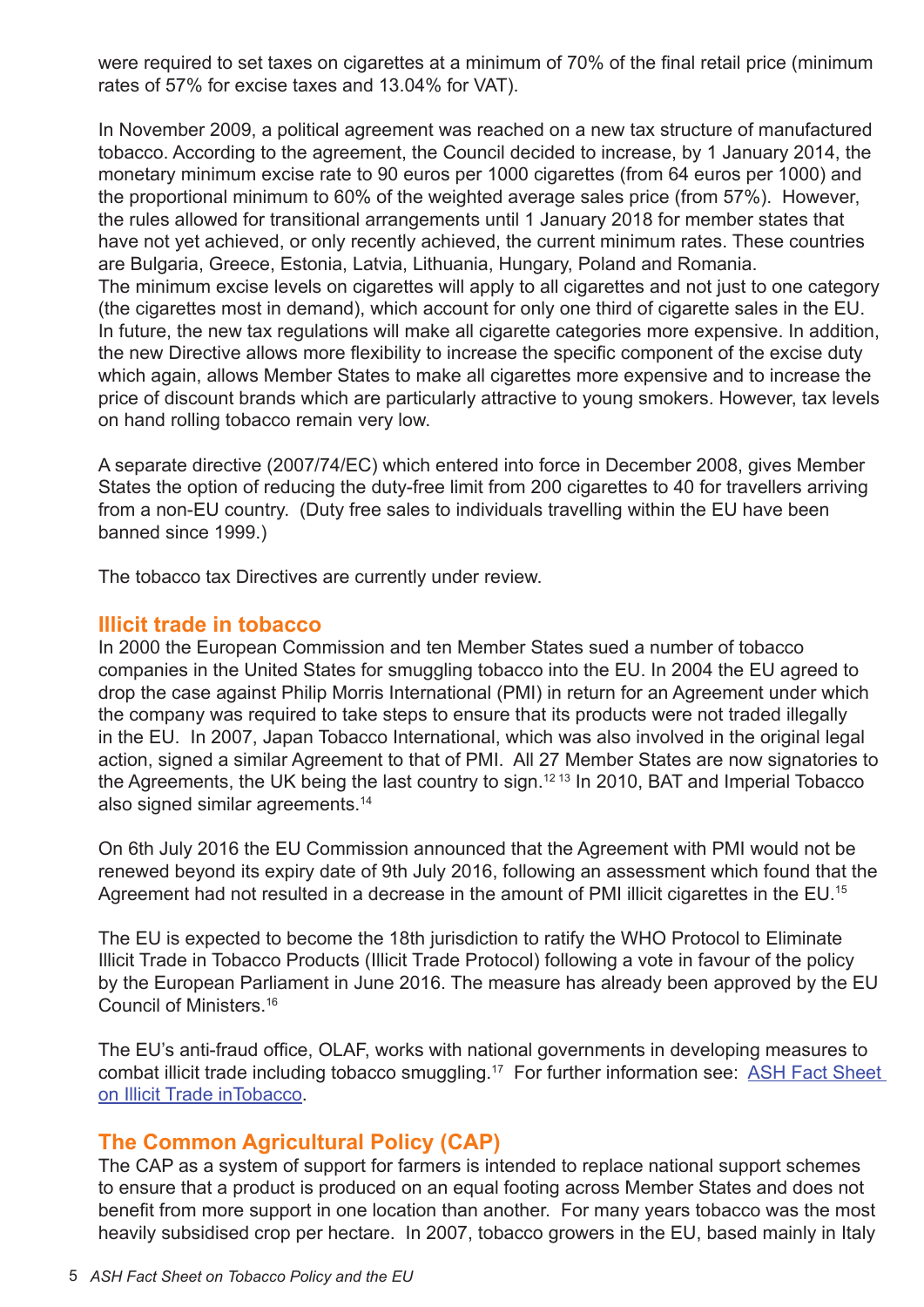were required to set taxes on cigarettes at a minimum of 70% of the final retail price (minimum rates of 57% for excise taxes and 13.04% for VAT).

In November 2009, a political agreement was reached on a new tax structure of manufactured tobacco. According to the agreement, the Council decided to increase, by 1 January 2014, the monetary minimum excise rate to 90 euros per 1000 cigarettes (from 64 euros per 1000) and the proportional minimum to 60% of the weighted average sales price (from 57%). However, the rules allowed for transitional arrangements until 1 January 2018 for member states that have not yet achieved, or only recently achieved, the current minimum rates. These countries are Bulgaria, Greece, Estonia, Latvia, Lithuania, Hungary, Poland and Romania.
The minimum excise levels on cigarettes will apply to all cigarettes and not just to one category (the cigarettes most in demand), which account for only one third of cigarette sales in the EU. In future, the new tax regulations will make all cigarette categories more expensive. In addition, the new Directive allows more flexibility to increase the specific component of the excise duty which again, allows Member States to make all cigarettes more expensive and to increase the price of discount brands which are particularly attractive to young smokers. However, tax levels on hand rolling tobacco remain very low.

A separate directive (2007/74/EC) which entered into force in December 2008, gives Member States the option of reducing the duty-free limit from 200 cigarettes to 40 for travellers arriving from a non-EU country. (Duty free sales to individuals travelling within the EU have been banned since 1999.)

The tobacco tax Directives are currently under review.

## Illicit trade in tobacco

In 2000 the European Commission and ten Member States sued a number of tobacco companies in the United States for smuggling tobacco into the EU. In 2004 the EU agreed to drop the case against Philip Morris International (PMI) in return for an Agreement under which the company was required to take steps to ensure that its products were not traded illegally in the EU. In 2007, Japan Tobacco International, which was also involved in the original legal action, signed a similar Agreement to that of PMI. All 27 Member States are now signatories to the Agreements, the UK being the last country to sign.[12 13] In 2010, BAT and Imperial Tobacco also signed similar agreements.[14]

On 6th July 2016 the EU Commission announced that the Agreement with PMI would not be renewed beyond its expiry date of 9th July 2016, following an assessment which found that the Agreement had not resulted in a decrease in the amount of PMI illicit cigarettes in the EU.[15]

The EU is expected to become the 18th jurisdiction to ratify the WHO Protocol to Eliminate Illicit Trade in Tobacco Products (Illicit Trade Protocol) following a vote in favour of the policy by the European Parliament in June 2016. The measure has already been approved by the EU Council of Ministers.[16]

The EU's anti-fraud office, OLAF, works with national governments in developing measures to combat illicit trade including tobacco smuggling.[17] For further information see: ASH Fact Sheet on Illicit Trade inTobacco.

## The Common Agricultural Policy (CAP)

The CAP as a system of support for farmers is intended to replace national support schemes to ensure that a product is produced on an equal footing across Member States and does not benefit from more support in one location than another. For many years tobacco was the most heavily subsidised crop per hectare. In 2007, tobacco growers in the EU, based mainly in Italy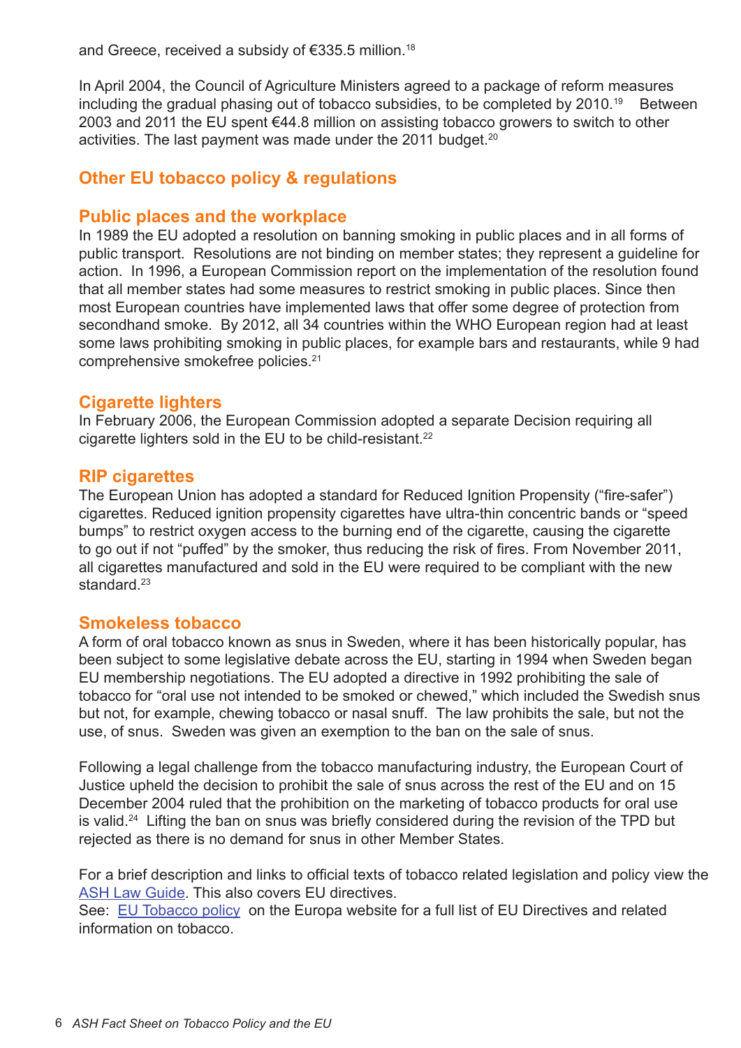and Greece, received a subsidy of €335.5 million.[18]

In April 2004, the Council of Agriculture Ministers agreed to a package of reform measures including the gradual phasing out of tobacco subsidies, to be completed by 2010.[19] Between 2003 and 2011 the EU spent €44.8 million on assisting tobacco growers to switch to other activities. The last payment was made under the 2011 budget.[20]

## Other EU tobacco policy & regulations

### Public places and the workplace

In 1989 the EU adopted a resolution on banning smoking in public places and in all forms of public transport. Resolutions are not binding on member states; they represent a guideline for action. In 1996, a European Commission report on the implementation of the resolution found that all member states had some measures to restrict smoking in public places. Since then most European countries have implemented laws that offer some degree of protection from secondhand smoke. By 2012, all 34 countries within the WHO European region had at least some laws prohibiting smoking in public places, for example bars and restaurants, while 9 had comprehensive smokefree policies.[21]

### Cigarette lighters

In February 2006, the European Commission adopted a separate Decision requiring all cigarette lighters sold in the EU to be child-resistant.[22]

### RIP cigarettes

The European Union has adopted a standard for Reduced Ignition Propensity ("fire-safer") cigarettes. Reduced ignition propensity cigarettes have ultra-thin concentric bands or "speed bumps" to restrict oxygen access to the burning end of the cigarette, causing the cigarette to go out if not "puffed" by the smoker, thus reducing the risk of fires. From November 2011, all cigarettes manufactured and sold in the EU were required to be compliant with the new standard.[23]

### Smokeless tobacco

A form of oral tobacco known as snus in Sweden, where it has been historically popular, has been subject to some legislative debate across the EU, starting in 1994 when Sweden began EU membership negotiations. The EU adopted a directive in 1992 prohibiting the sale of tobacco for "oral use not intended to be smoked or chewed," which included the Swedish snus but not, for example, chewing tobacco or nasal snuff. The law prohibits the sale, but not the use, of snus. Sweden was given an exemption to the ban on the sale of snus.

Following a legal challenge from the tobacco manufacturing industry, the European Court of Justice upheld the decision to prohibit the sale of snus across the rest of the EU and on 15 December 2004 ruled that the prohibition on the marketing of tobacco products for oral use is valid.[24] Lifting the ban on snus was briefly considered during the revision of the TPD but rejected as there is no demand for snus in other Member States.

For a brief description and links to official texts of tobacco related legislation and policy view the ASH Law Guide. This also covers EU directives.
See: EU Tobacco policy on the Europa website for a full list of EU Directives and related information on tobacco.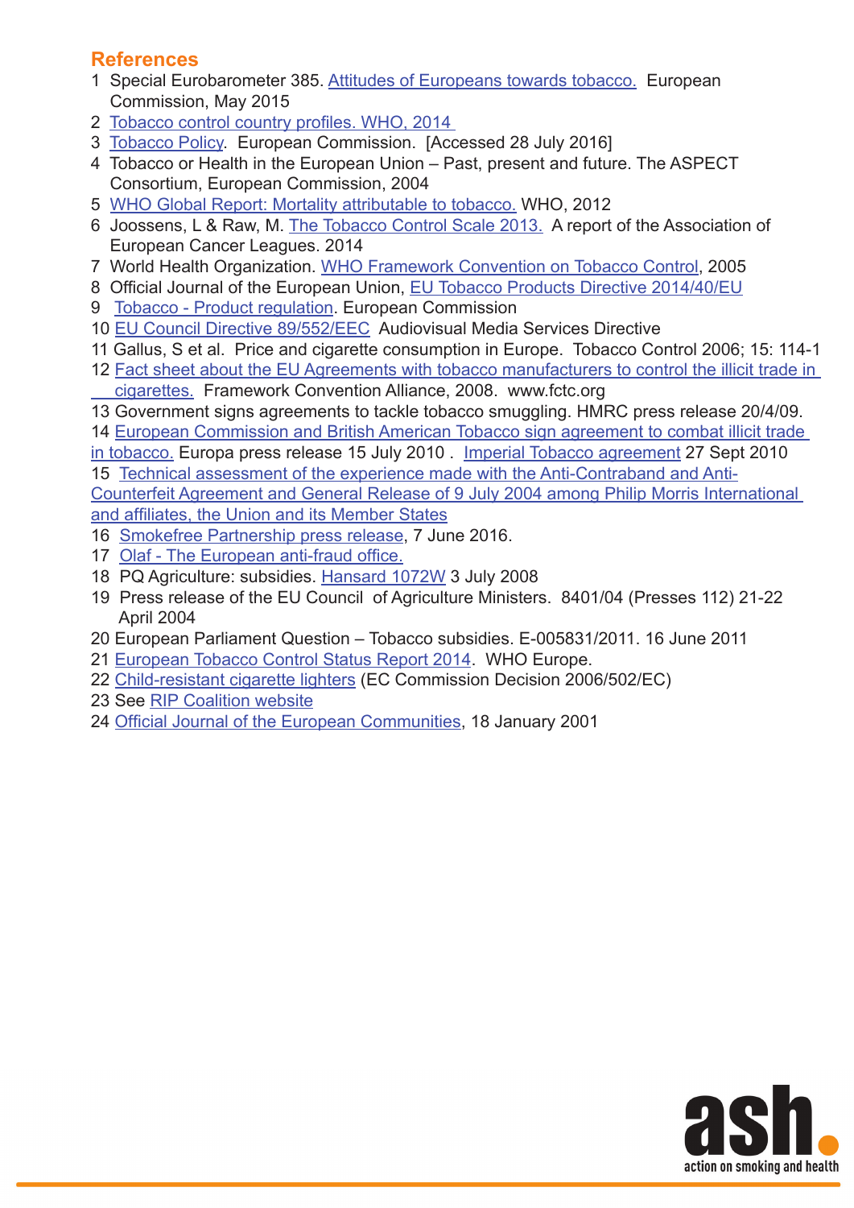## References

1. Special Eurobarometer 385. Attitudes of Europeans towards tobacco. European Commission, May 2015
2. Tobacco control country profiles. WHO, 2014
3. Tobacco Policy. European Commission. [Accessed 28 July 2016]
4. Tobacco or Health in the European Union – Past, present and future. The ASPECT Consortium, European Commission, 2004
5. WHO Global Report: Mortality attributable to tobacco. WHO, 2012
6. Joossens, L & Raw, M. The Tobacco Control Scale 2013. A report of the Association of European Cancer Leagues. 2014
7. World Health Organization. WHO Framework Convention on Tobacco Control, 2005
8. Official Journal of the European Union, EU Tobacco Products Directive 2014/40/EU
9. Tobacco - Product regulation. European Commission
10. EU Council Directive 89/552/EEC Audiovisual Media Services Directive
11. Gallus, S et al. Price and cigarette consumption in Europe. Tobacco Control 2006; 15: 114-1
12. Fact sheet about the EU Agreements with tobacco manufacturers to control the illicit trade in cigarettes. Framework Convention Alliance, 2008. www.fctc.org
13. Government signs agreements to tackle tobacco smuggling. HMRC press release 20/4/09.
14. European Commission and British American Tobacco sign agreement to combat illicit trade in tobacco. Europa press release 15 July 2010 . Imperial Tobacco agreement 27 Sept 2010
15. Technical assessment of the experience made with the Anti-Contraband and Anti-Counterfeit Agreement and General Release of 9 July 2004 among Philip Morris International and affiliates, the Union and its Member States
16. Smokefree Partnership press release, 7 June 2016.
17. Olaf - The European anti-fraud office.
18. PQ Agriculture: subsidies. Hansard 1072W 3 July 2008
19. Press release of the EU Council of Agriculture Ministers. 8401/04 (Presses 112) 21-22 April 2004
20. European Parliament Question – Tobacco subsidies. E-005831/2011. 16 June 2011
21. European Tobacco Control Status Report 2014. WHO Europe.
22. Child-resistant cigarette lighters (EC Commission Decision 2006/502/EC)
23. See RIP Coalition website
24. Official Journal of the European Communities, 18 January 2001

ash. action on smoking and health